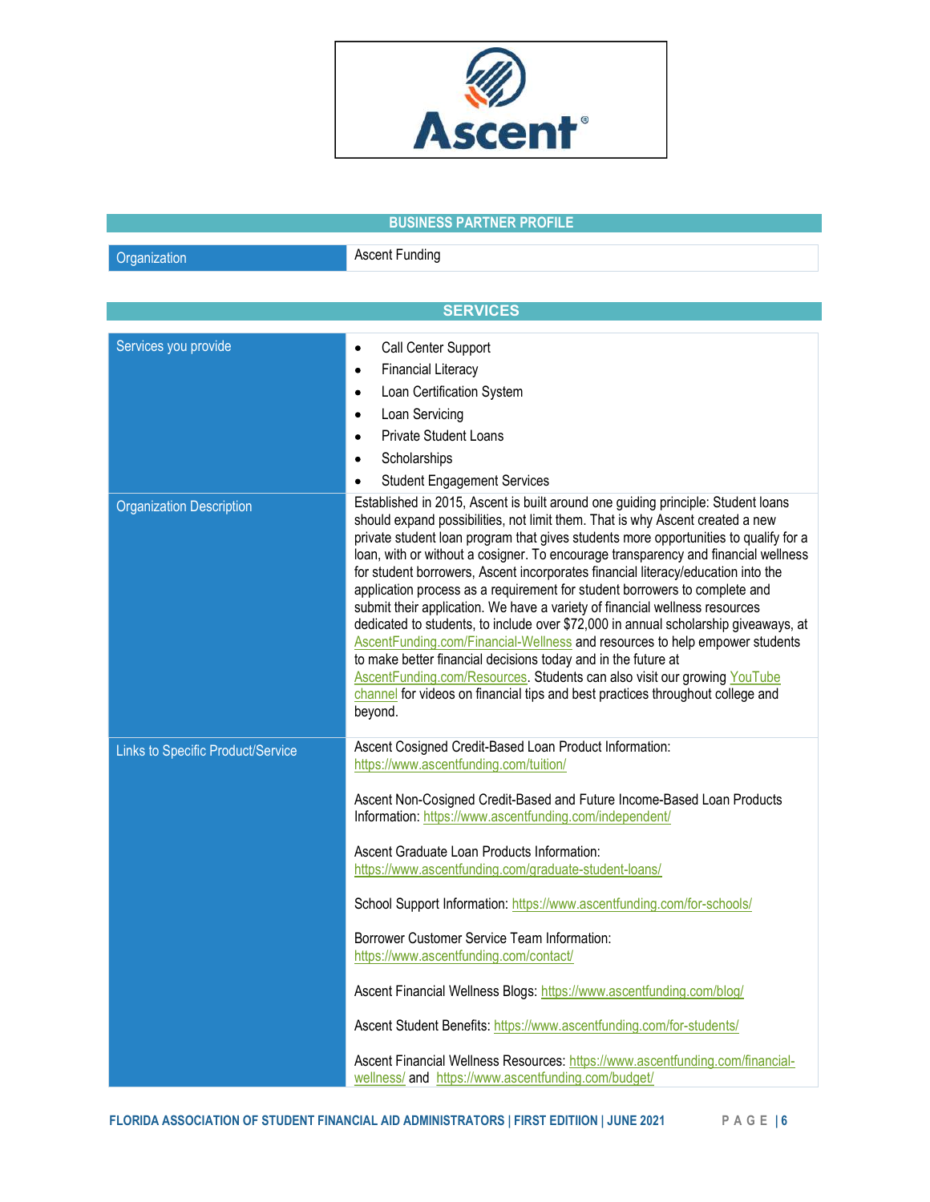## BUSINESS PARTNER PROFILE

| Organization | Ascent Funding |
|---|---|

## SERVICES

| | |
|---|---|
| Services you provide | • Call Center Support<br>• Financial Literacy<br>• Loan Certification System<br>• Loan Servicing<br>• Private Student Loans<br>• Scholarships<br>• Student Engagement Services |
| Organization Description | Established in 2015, Ascent is built around one guiding principle: Student loans should expand possibilities, not limit them. That is why Ascent created a new private student loan program that gives students more opportunities to qualify for a loan, with or without a cosigner. To encourage transparency and financial wellness for student borrowers, Ascent incorporates financial literacy/education into the application process as a requirement for student borrowers to complete and submit their application. We have a variety of financial wellness resources dedicated to students, to include over $72,000 in annual scholarship giveaways, at AscentFunding.com/Financial-Wellness and resources to help empower students to make better financial decisions today and in the future at AscentFunding.com/Resources. Students can also visit our growing YouTube channel for videos on financial tips and best practices throughout college and beyond. |
| Links to Specific Product/Service | Ascent Cosigned Credit-Based Loan Product Information: https://www.ascentfunding.com/tuition/<br><br>Ascent Non-Cosigned Credit-Based and Future Income-Based Loan Products Information: https://www.ascentfunding.com/independent/<br><br>Ascent Graduate Loan Products Information: https://www.ascentfunding.com/graduate-student-loans/<br><br>School Support Information: https://www.ascentfunding.com/for-schools/<br><br>Borrower Customer Service Team Information: https://www.ascentfunding.com/contact/<br><br>Ascent Financial Wellness Blogs: https://www.ascentfunding.com/blog/<br><br>Ascent Student Benefits: https://www.ascentfunding.com/for-students/<br><br>Ascent Financial Wellness Resources: https://www.ascentfunding.com/financial-wellness/ and https://www.ascentfunding.com/budget/ |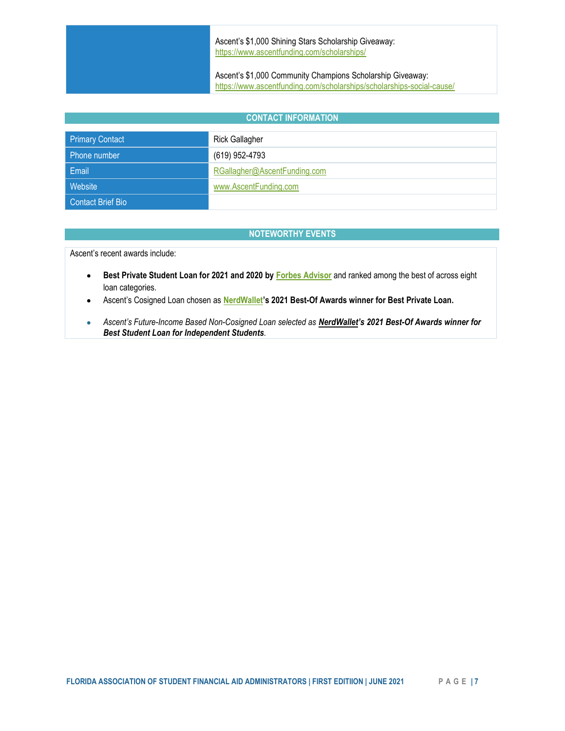| | |
|---|---|
| | Ascent's $1,000 Shining Stars Scholarship Giveaway: https://www.ascentfunding.com/scholarships/<br><br>Ascent's $1,000 Community Champions Scholarship Giveaway: https://www.ascentfunding.com/scholarships/scholarships-social-cause/ |

## CONTACT INFORMATION

| | |
|---|---|
| Primary Contact | Rick Gallagher |
| Phone number | (619) 952-4793 |
| Email | RGallagher@AscentFunding.com |
| Website | www.AscentFunding.com |
| Contact Brief Bio | |

## NOTEWORTHY EVENTS

Ascent's recent awards include:

- **Best Private Student Loan for 2021 and 2020 by Forbes Advisor** and ranked among the best of across eight loan categories.
- Ascent's Cosigned Loan chosen as **NerdWallet's 2021 Best-Of Awards winner for Best Private Loan.**
- *Ascent's Future-Income Based Non-Cosigned Loan selected as **NerdWallet's 2021 Best-Of Awards winner for Best Student Loan for Independent Students**.*